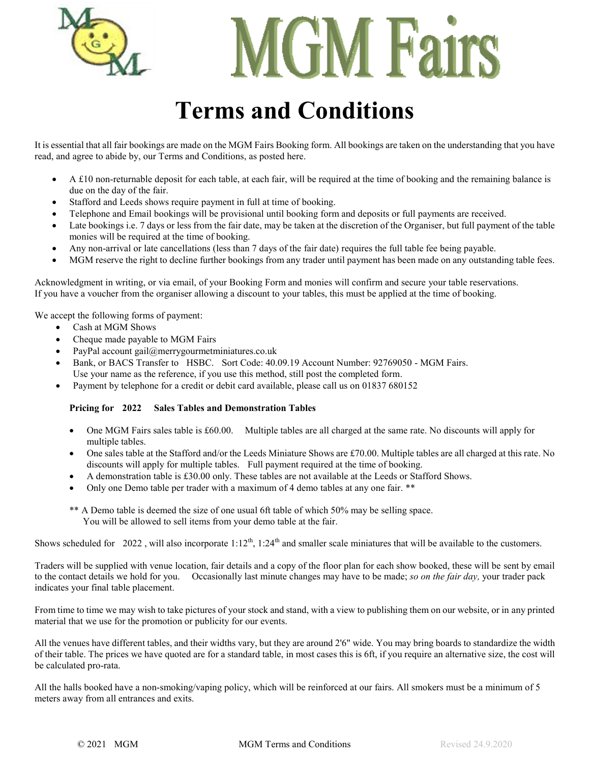# MGM Fairs

# Terms and Conditions

It is essential that all fair bookings are made on the MGM Fairs Booking form. All bookings are taken on the understanding that you have read, and agree to abide by, our Terms and Conditions, as posted here.

- A £10 non-returnable deposit for each table, at each fair, will be required at the time of booking and the remaining balance is due on the day of the fair.
- Stafford and Leeds shows require payment in full at time of booking.
- Telephone and Email bookings will be provisional until booking form and deposits or full payments are received.
- Late bookings i.e. 7 days or less from the fair date, may be taken at the discretion of the Organiser, but full payment of the table monies will be required at the time of booking.
- Any non-arrival or late cancellations (less than 7 days of the fair date) requires the full table fee being payable.
- MGM reserve the right to decline further bookings from any trader until payment has been made on any outstanding table fees.

Acknowledgment in writing, or via email, of your Booking Form and monies will confirm and secure your table reservations.
If you have a voucher from the organiser allowing a discount to your tables, this must be applied at the time of booking.

We accept the following forms of payment:

- Cash at MGM Shows
- Cheque made payable to MGM Fairs
- PayPal account gail@merrygourmetminiatures.co.uk
- Bank, or BACS Transfer to HSBC. Sort Code: 40.09.19 Account Number: 92769050 - MGM Fairs.
  Use your name as the reference, if you use this method, still post the completed form.
- Payment by telephone for a credit or debit card available, please call us on 01837 680152

**Pricing for 2022 Sales Tables and Demonstration Tables**

- One MGM Fairs sales table is £60.00. Multiple tables are all charged at the same rate. No discounts will apply for multiple tables.
- One sales table at the Stafford and/or the Leeds Miniature Shows are £70.00. Multiple tables are all charged at this rate. No discounts will apply for multiple tables. Full payment required at the time of booking.
- A demonstration table is £30.00 only. These tables are not available at the Leeds or Stafford Shows.
- Only one Demo table per trader with a maximum of 4 demo tables at any one fair. **

** A Demo table is deemed the size of one usual 6ft table of which 50% may be selling space.
You will be allowed to sell items from your demo table at the fair.

Shows scheduled for 2022 , will also incorporate 1:12th, 1:24th and smaller scale miniatures that will be available to the customers.

Traders will be supplied with venue location, fair details and a copy of the floor plan for each show booked, these will be sent by email to the contact details we hold for you. Occasionally last minute changes may have to be made; *so on the fair day,* your trader pack indicates your final table placement.

From time to time we may wish to take pictures of your stock and stand, with a view to publishing them on our website, or in any printed material that we use for the promotion or publicity for our events.

All the venues have different tables, and their widths vary, but they are around 2'6" wide. You may bring boards to standardize the width of their table. The prices we have quoted are for a standard table, in most cases this is 6ft, if you require an alternative size, the cost will be calculated pro-rata.

All the halls booked have a non-smoking/vaping policy, which will be reinforced at our fairs. All smokers must be a minimum of 5 meters away from all entrances and exits.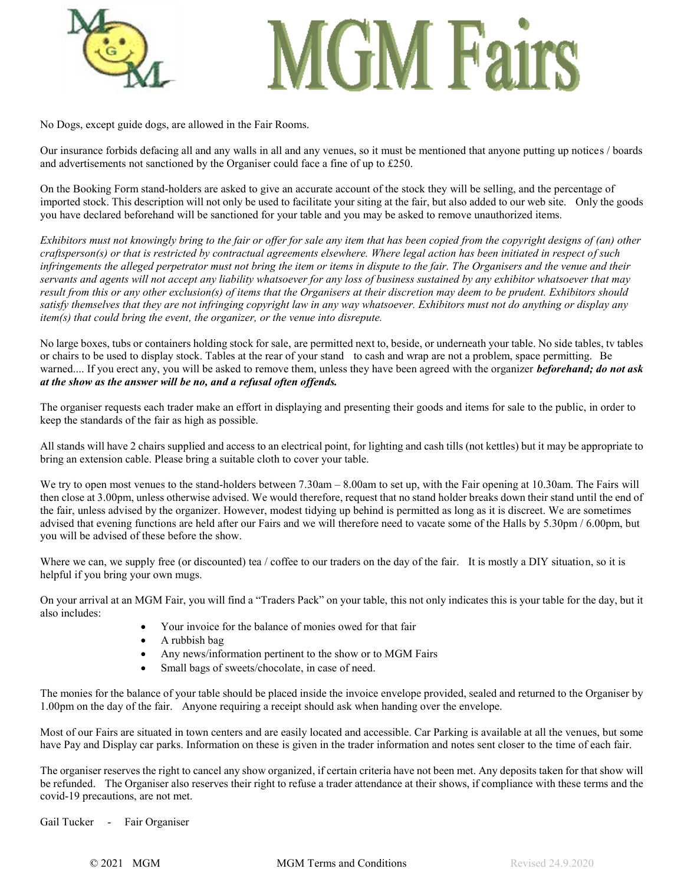# MGM Fairs

No Dogs, except guide dogs, are allowed in the Fair Rooms.

Our insurance forbids defacing all and any walls in all and any venues, so it must be mentioned that anyone putting up notices / boards and advertisements not sanctioned by the Organiser could face a fine of up to £250.

On the Booking Form stand-holders are asked to give an accurate account of the stock they will be selling, and the percentage of imported stock. This description will not only be used to facilitate your siting at the fair, but also added to our web site. Only the goods you have declared beforehand will be sanctioned for your table and you may be asked to remove unauthorized items.

*Exhibitors must not knowingly bring to the fair or offer for sale any item that has been copied from the copyright designs of (an) other craftsperson(s) or that is restricted by contractual agreements elsewhere. Where legal action has been initiated in respect of such infringements the alleged perpetrator must not bring the item or items in dispute to the fair. The Organisers and the venue and their servants and agents will not accept any liability whatsoever for any loss of business sustained by any exhibitor whatsoever that may result from this or any other exclusion(s) of items that the Organisers at their discretion may deem to be prudent. Exhibitors should satisfy themselves that they are not infringing copyright law in any way whatsoever. Exhibitors must not do anything or display any item(s) that could bring the event, the organizer, or the venue into disrepute.*

No large boxes, tubs or containers holding stock for sale, are permitted next to, beside, or underneath your table. No side tables, tv tables or chairs to be used to display stock. Tables at the rear of your stand to cash and wrap are not a problem, space permitting. Be warned.... If you erect any, you will be asked to remove them, unless they have been agreed with the organizer ***beforehand; do not ask at the show as the answer will be no, and a refusal often offends.***

The organiser requests each trader make an effort in displaying and presenting their goods and items for sale to the public, in order to keep the standards of the fair as high as possible.

All stands will have 2 chairs supplied and access to an electrical point, for lighting and cash tills (not kettles) but it may be appropriate to bring an extension cable. Please bring a suitable cloth to cover your table.

We try to open most venues to the stand-holders between 7.30am – 8.00am to set up, with the Fair opening at 10.30am. The Fairs will then close at 3.00pm, unless otherwise advised. We would therefore, request that no stand holder breaks down their stand until the end of the fair, unless advised by the organizer. However, modest tidying up behind is permitted as long as it is discreet. We are sometimes advised that evening functions are held after our Fairs and we will therefore need to vacate some of the Halls by 5.30pm / 6.00pm, but you will be advised of these before the show.

Where we can, we supply free (or discounted) tea / coffee to our traders on the day of the fair. It is mostly a DIY situation, so it is helpful if you bring your own mugs.

On your arrival at an MGM Fair, you will find a "Traders Pack" on your table, this not only indicates this is your table for the day, but it also includes:

- Your invoice for the balance of monies owed for that fair
- A rubbish bag
- Any news/information pertinent to the show or to MGM Fairs
- Small bags of sweets/chocolate, in case of need.

The monies for the balance of your table should be placed inside the invoice envelope provided, sealed and returned to the Organiser by 1.00pm on the day of the fair. Anyone requiring a receipt should ask when handing over the envelope.

Most of our Fairs are situated in town centers and are easily located and accessible. Car Parking is available at all the venues, but some have Pay and Display car parks. Information on these is given in the trader information and notes sent closer to the time of each fair.

The organiser reserves the right to cancel any show organized, if certain criteria have not been met. Any deposits taken for that show will be refunded. The Organiser also reserves their right to refuse a trader attendance at their shows, if compliance with these terms and the covid-19 precautions, are not met.

Gail Tucker - Fair Organiser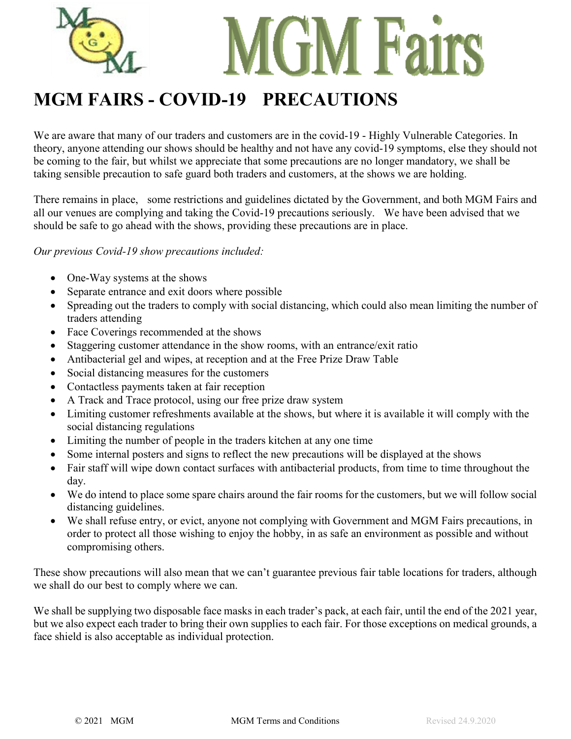# MGM FAIRS - COVID-19 PRECAUTIONS

We are aware that many of our traders and customers are in the covid-19 - Highly Vulnerable Categories. In theory, anyone attending our shows should be healthy and not have any covid-19 symptoms, else they should not be coming to the fair, but whilst we appreciate that some precautions are no longer mandatory, we shall be taking sensible precaution to safe guard both traders and customers, at the shows we are holding.

There remains in place, some restrictions and guidelines dictated by the Government, and both MGM Fairs and all our venues are complying and taking the Covid-19 precautions seriously. We have been advised that we should be safe to go ahead with the shows, providing these precautions are in place.

*Our previous Covid-19 show precautions included:*

- One-Way systems at the shows
- Separate entrance and exit doors where possible
- Spreading out the traders to comply with social distancing, which could also mean limiting the number of traders attending
- Face Coverings recommended at the shows
- Staggering customer attendance in the show rooms, with an entrance/exit ratio
- Antibacterial gel and wipes, at reception and at the Free Prize Draw Table
- Social distancing measures for the customers
- Contactless payments taken at fair reception
- A Track and Trace protocol, using our free prize draw system
- Limiting customer refreshments available at the shows, but where it is available it will comply with the social distancing regulations
- Limiting the number of people in the traders kitchen at any one time
- Some internal posters and signs to reflect the new precautions will be displayed at the shows
- Fair staff will wipe down contact surfaces with antibacterial products, from time to time throughout the day.
- We do intend to place some spare chairs around the fair rooms for the customers, but we will follow social distancing guidelines.
- We shall refuse entry, or evict, anyone not complying with Government and MGM Fairs precautions, in order to protect all those wishing to enjoy the hobby, in as safe an environment as possible and without compromising others.

These show precautions will also mean that we can't guarantee previous fair table locations for traders, although we shall do our best to comply where we can.

We shall be supplying two disposable face masks in each trader's pack, at each fair, until the end of the 2021 year, but we also expect each trader to bring their own supplies to each fair. For those exceptions on medical grounds, a face shield is also acceptable as individual protection.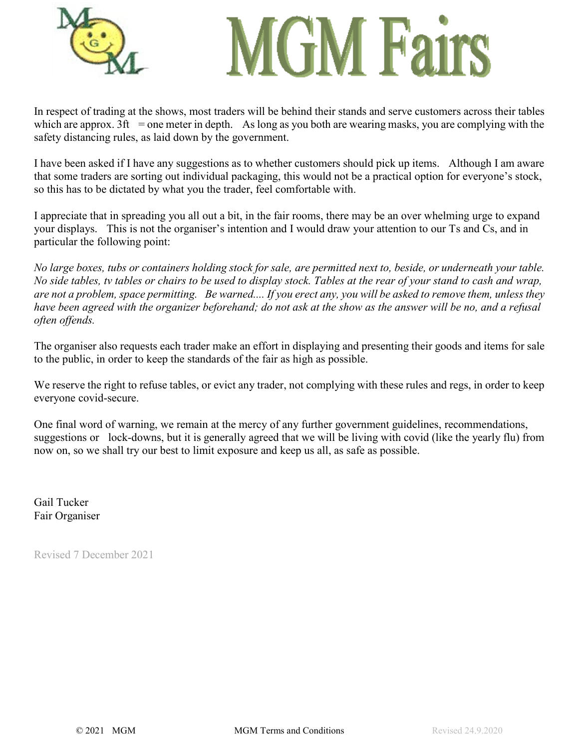# MGM Fairs

In respect of trading at the shows, most traders will be behind their stands and serve customers across their tables which are approx. 3ft = one meter in depth. As long as you both are wearing masks, you are complying with the safety distancing rules, as laid down by the government.

I have been asked if I have any suggestions as to whether customers should pick up items. Although I am aware that some traders are sorting out individual packaging, this would not be a practical option for everyone's stock, so this has to be dictated by what you the trader, feel comfortable with.

I appreciate that in spreading you all out a bit, in the fair rooms, there may be an over whelming urge to expand your displays. This is not the organiser's intention and I would draw your attention to our Ts and Cs, and in particular the following point:

*No large boxes, tubs or containers holding stock for sale, are permitted next to, beside, or underneath your table. No side tables, tv tables or chairs to be used to display stock. Tables at the rear of your stand to cash and wrap, are not a problem, space permitting. Be warned.... If you erect any, you will be asked to remove them, unless they have been agreed with the organizer beforehand; do not ask at the show as the answer will be no, and a refusal often offends.*

The organiser also requests each trader make an effort in displaying and presenting their goods and items for sale to the public, in order to keep the standards of the fair as high as possible.

We reserve the right to refuse tables, or evict any trader, not complying with these rules and regs, in order to keep everyone covid-secure.

One final word of warning, we remain at the mercy of any further government guidelines, recommendations, suggestions or lock-downs, but it is generally agreed that we will be living with covid (like the yearly flu) from now on, so we shall try our best to limit exposure and keep us all, as safe as possible.

Gail Tucker
Fair Organiser

Revised 7 December 2021